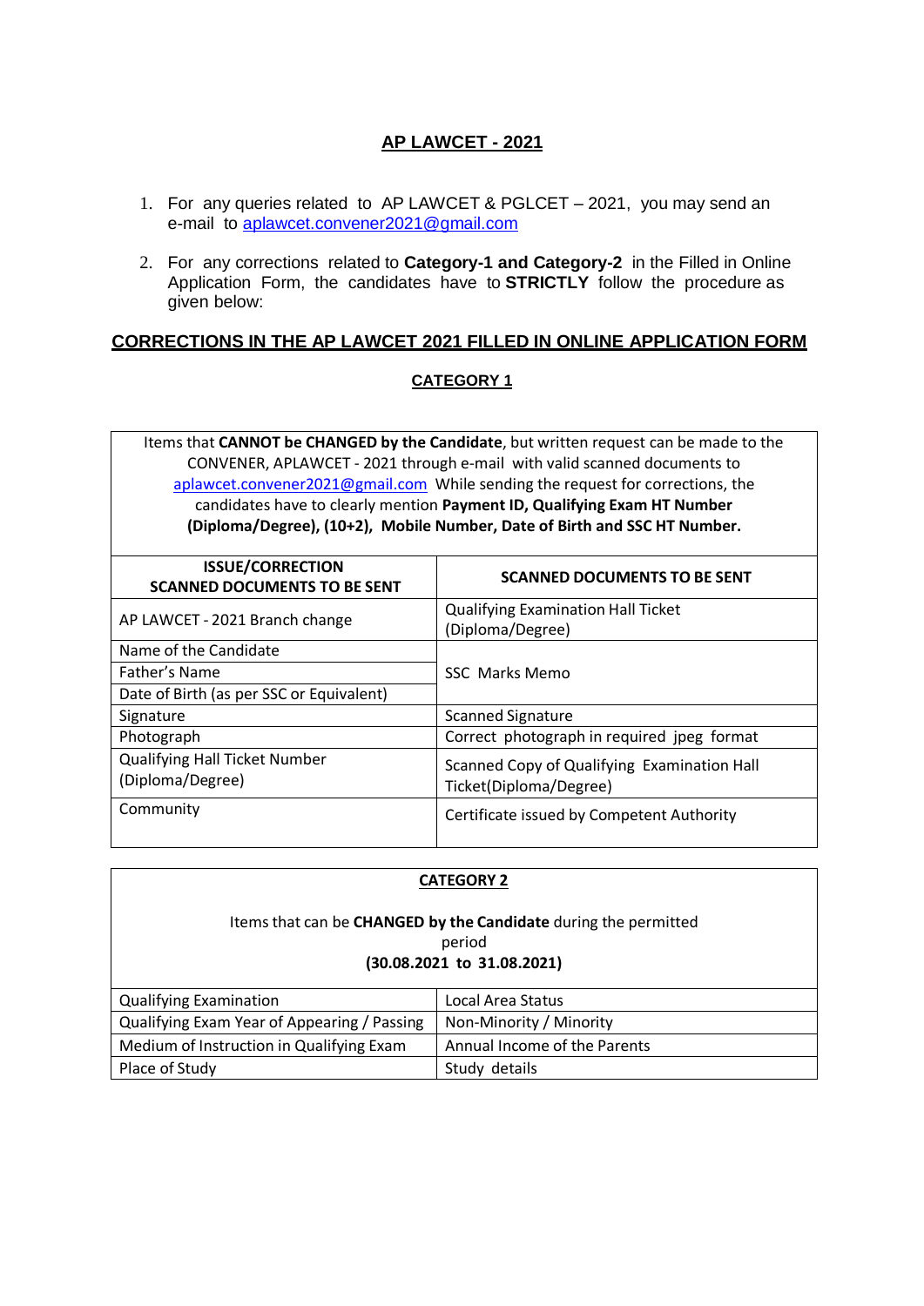# AP LAWCET - 2021

1. For any queries related to AP LAWCET & PGLCET – 2021, you may send an e-mail to aplawcet.convener2021@gmail.com
2. For any corrections related to **Category-1 and Category-2** in the Filled in Online Application Form, the candidates have to **STRICTLY** follow the procedure as given below:

## CORRECTIONS IN THE AP LAWCET 2021 FILLED IN ONLINE APPLICATION FORM

### CATEGORY 1

Items that **CANNOT be CHANGED by the Candidate**, but written request can be made to the CONVENER, APLAWCET - 2021 through e-mail with valid scanned documents to aplawcet.convener2021@gmail.com While sending the request for corrections, the candidates have to clearly mention **Payment ID, Qualifying Exam HT Number (Diploma/Degree), (10+2), Mobile Number, Date of Birth and SSC HT Number.**

| ISSUE/CORRECTION SCANNED DOCUMENTS TO BE SENT | SCANNED DOCUMENTS TO BE SENT |
|---|---|
| AP LAWCET - 2021 Branch change | Qualifying Examination Hall Ticket (Diploma/Degree) |
| Name of the Candidate | SSC Marks Memo |
| Father's Name | |
| Date of Birth (as per SSC or Equivalent) | |
| Signature | Scanned Signature |
| Photograph | Correct photograph in required jpeg format |
| Qualifying Hall Ticket Number (Diploma/Degree) | Scanned Copy of Qualifying Examination Hall Ticket(Diploma/Degree) |
| Community | Certificate issued by Competent Authority |

### CATEGORY 2

Items that can be **CHANGED by the Candidate** during the permitted period **(30.08.2021 to 31.08.2021)**

| Qualifying Examination | Local Area Status |
|---|---|
| Qualifying Exam Year of Appearing / Passing | Non-Minority / Minority |
| Medium of Instruction in Qualifying Exam | Annual Income of the Parents |
| Place of Study | Study details |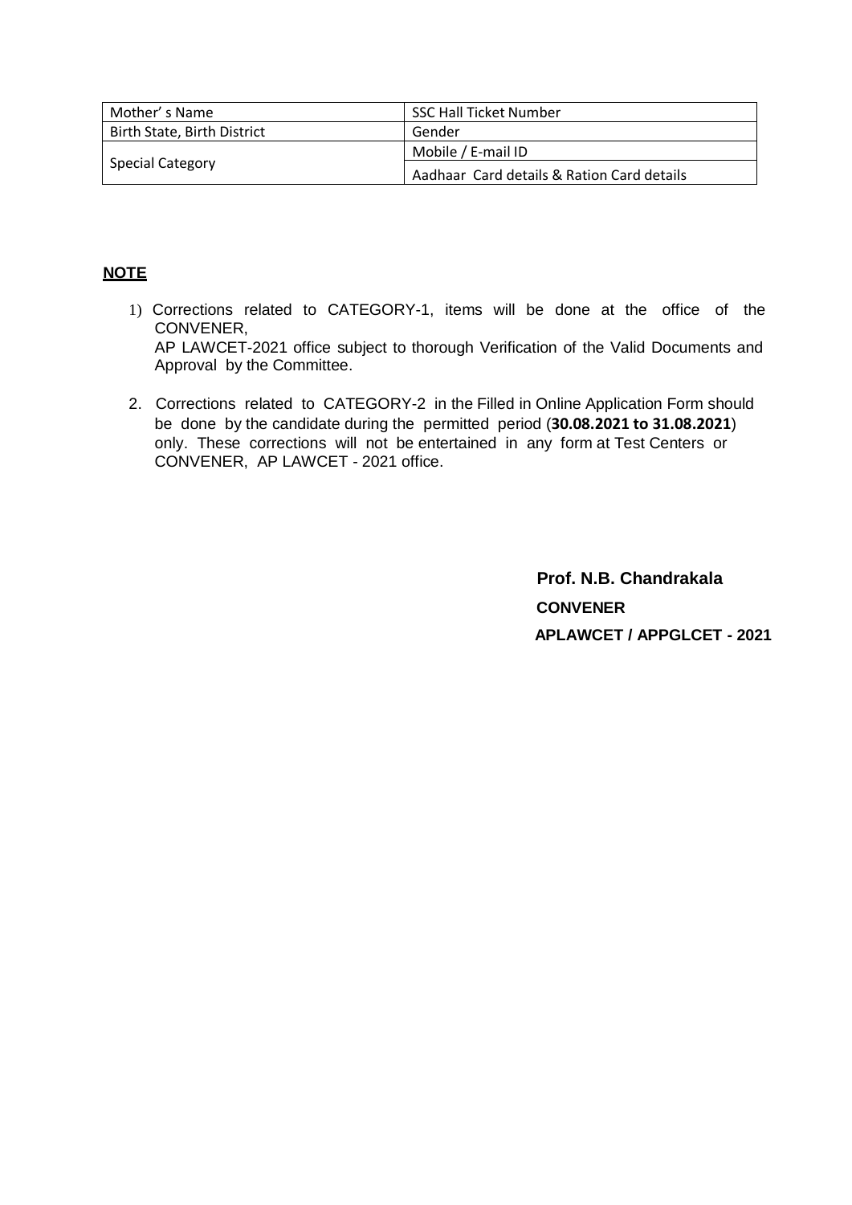| | |
|---|---|
| Mother' s Name | SSC Hall Ticket Number |
| Birth State, Birth District | Gender |
| Special Category | Mobile / E-mail ID |
| | Aadhaar Card details & Ration Card details |

**NOTE**

1) Corrections related to CATEGORY-1, items will be done at the office of the CONVENER, AP LAWCET-2021 office subject to thorough Verification of the Valid Documents and Approval by the Committee.

2. Corrections related to CATEGORY-2 in the Filled in Online Application Form should be done by the candidate during the permitted period (**30.08.2021 to 31.08.2021**) only. These corrections will not be entertained in any form at Test Centers or CONVENER, AP LAWCET - 2021 office.

**Prof. N.B. Chandrakala**
**CONVENER**
**APLAWCET / APPGLCET - 2021**